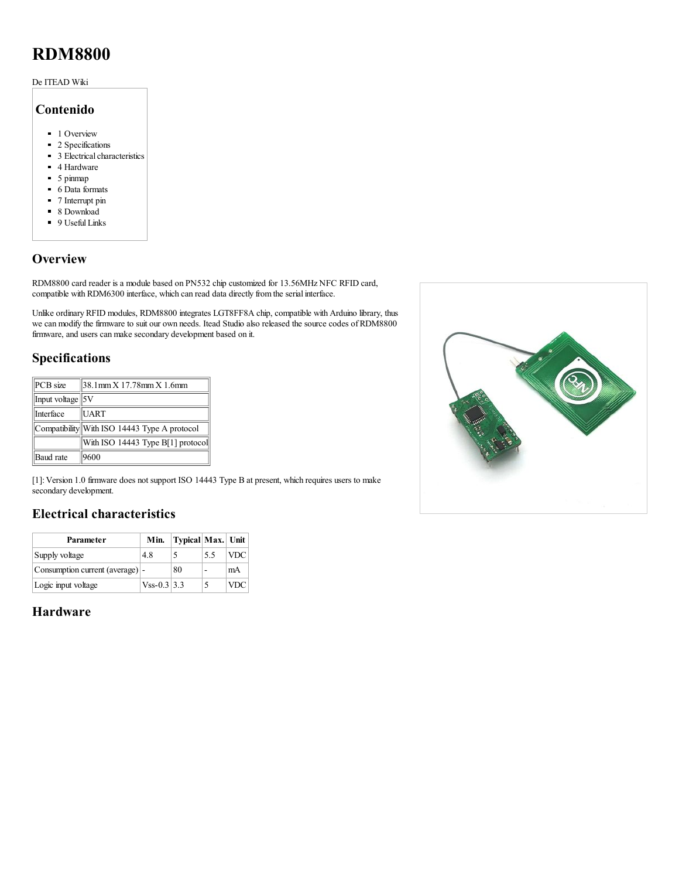# RDM8800

De ITEAD Wiki

## Contenido

- 1 Overview
- 2 Specifications
- 3 Electrical characteristics
- 4 Hardware
- 5 pinmap
- 6 Data formats
- 7 Interrupt pin
- 8 Download
- 9 Useful Links

## Overview

RDM8800 card reader is a module based on PN532 chip customized for 13.56MHz NFC RFID card, compatible with RDM6300 interface, which can read data directly from the serial interface.

Unlike ordinary RFID modules, RDM8800 integrates LGT8FF8A chip, compatible with Arduino library, thus we can modify the firmware to suit our own needs. Itead Studio also released the source codes of RDM8800 firmware, and users can make secondary development based on it.

## Specifications

| | |
|---|---|
| PCB size | 38.1mm X 17.78mm X 1.6mm |
| Input voltage | 5V |
| Interface | UART |
| Compatibility | With ISO 14443 Type A protocol |
| | With ISO 14443 Type B[1] protocol |
| Baud rate | 9600 |

[1]: Version 1.0 firmware does not support ISO 14443 Type B at present, which requires users to make secondary development.

## Electrical characteristics

| Parameter | Min. | Typical | Max. | Unit |
|---|---|---|---|---|
| Supply voltage | 4.8 | 5 | 5.5 | VDC |
| Consumption current (average) | - | 80 | - | mA |
| Logic input voltage | Vss-0.3 | 3.3 | 5 | VDC |

## Hardware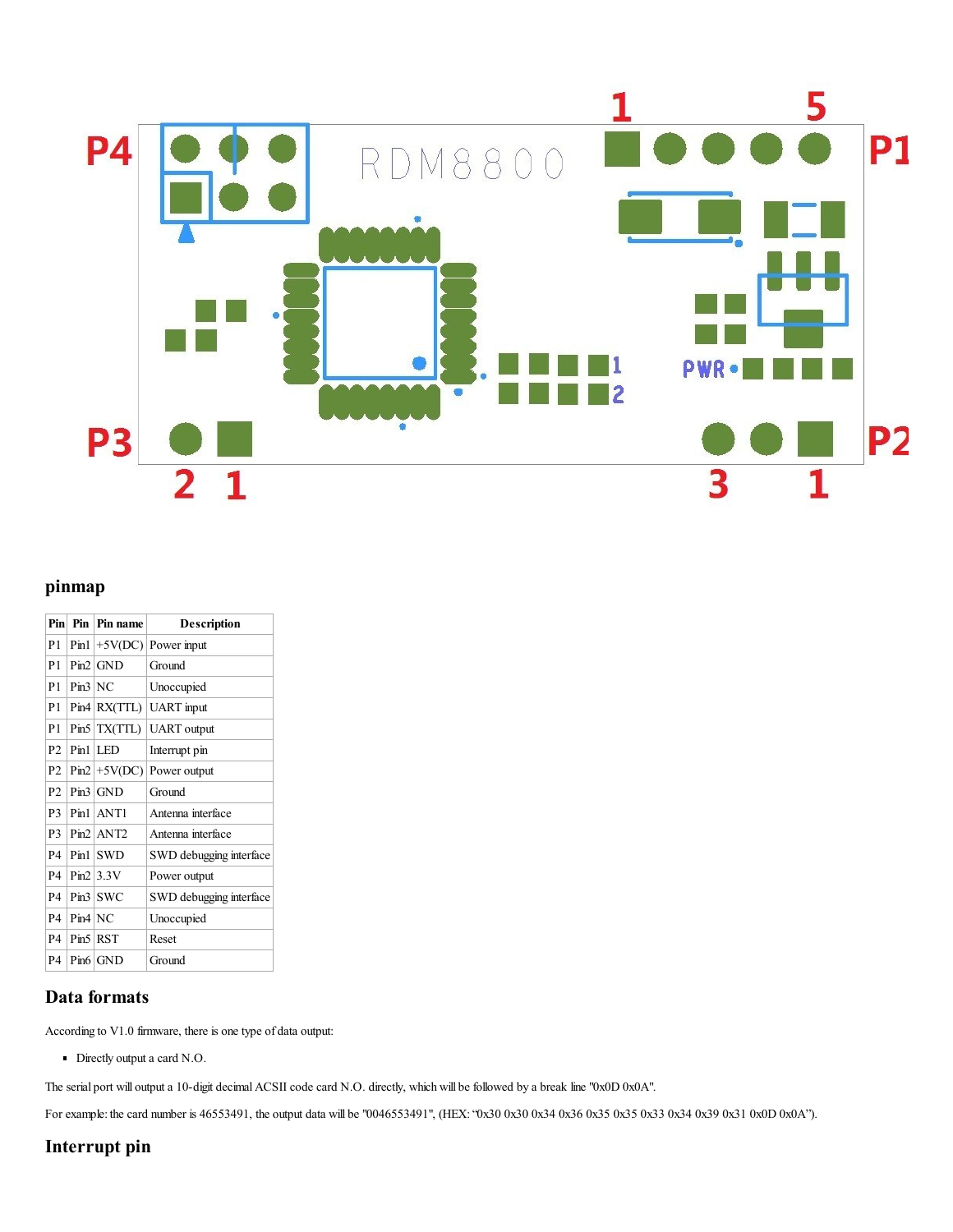## pinmap

| Pin | Pin | Pin name | Description |
| --- | --- | --- | --- |
| P1 | Pin1 | +5V(DC) | Power input |
| P1 | Pin2 | GND | Ground |
| P1 | Pin3 | NC | Unoccupied |
| P1 | Pin4 | RX(TTL) | UART input |
| P1 | Pin5 | TX(TTL) | UART output |
| P2 | Pin1 | LED | Interrupt pin |
| P2 | Pin2 | +5V(DC) | Power output |
| P2 | Pin3 | GND | Ground |
| P3 | Pin1 | ANT1 | Antenna interface |
| P3 | Pin2 | ANT2 | Antenna interface |
| P4 | Pin1 | SWD | SWD debugging interface |
| P4 | Pin2 | 3.3V | Power output |
| P4 | Pin3 | SWC | SWD debugging interface |
| P4 | Pin4 | NC | Unoccupied |
| P4 | Pin5 | RST | Reset |
| P4 | Pin6 | GND | Ground |

## Data formats

According to V1.0 firmware, there is one type of data output:

- Directly output a card N.O.

The serial port will output a 10-digit decimal ACSII code card N.O. directly, which will be followed by a break line "0x0D 0x0A".

For example: the card number is 46553491, the output data will be "0046553491", (HEX: "0x30 0x30 0x34 0x36 0x35 0x35 0x33 0x34 0x39 0x31 0x0D 0x0A").

## Interrupt pin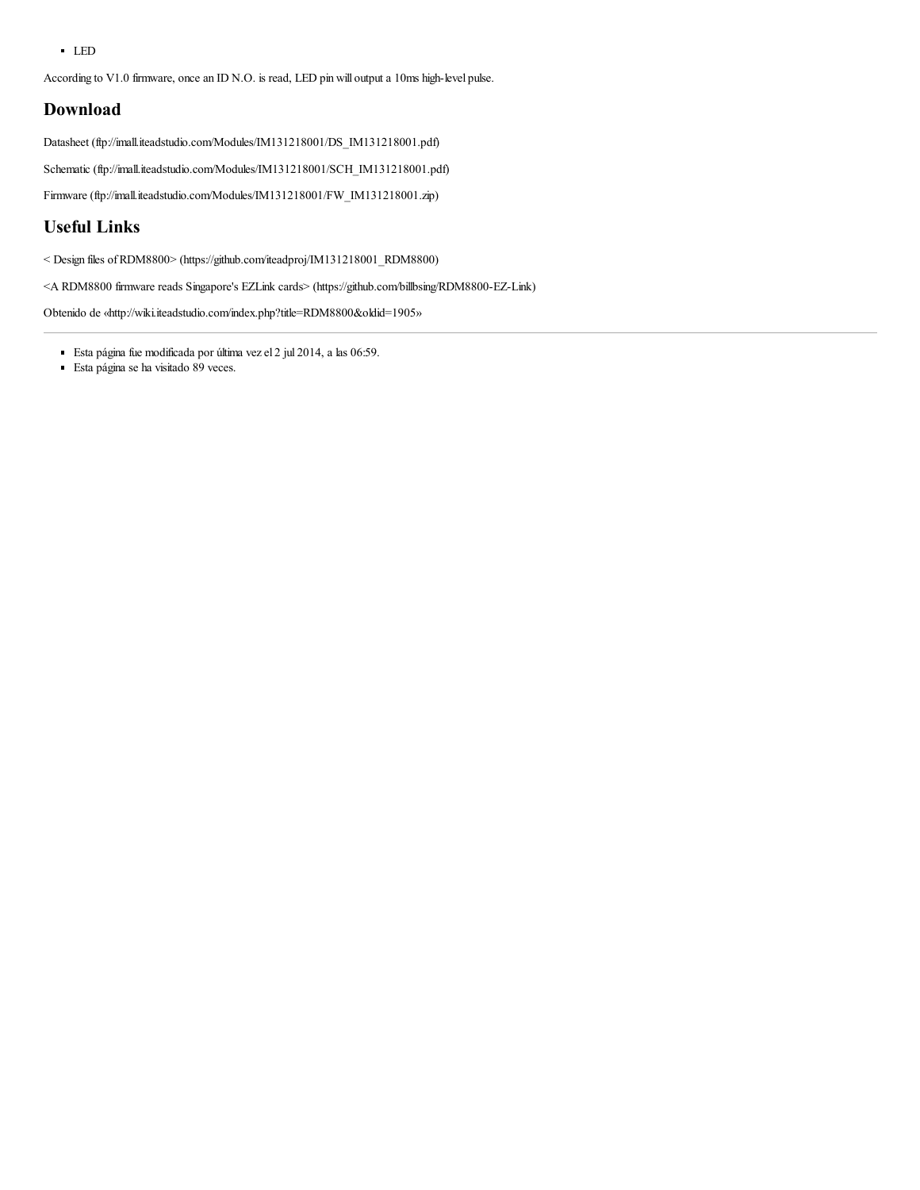- LED

According to V1.0 firmware, once an ID N.O. is read, LED pin will output a 10ms high-level pulse.

## Download

Datasheet (ftp://imall.iteadstudio.com/Modules/IM131218001/DS_IM131218001.pdf)

Schematic (ftp://imall.iteadstudio.com/Modules/IM131218001/SCH_IM131218001.pdf)

Firmware (ftp://imall.iteadstudio.com/Modules/IM131218001/FW_IM131218001.zip)

## Useful Links

< Design files of RDM8800> (https://github.com/iteadproj/IM131218001_RDM8800)

<A RDM8800 firmware reads Singapore's EZLink cards> (https://github.com/billbsing/RDM8800-EZ-Link)

Obtenido de «http://wiki.iteadstudio.com/index.php?title=RDM8800&oldid=1905»

---

- Esta página fue modificada por última vez el 2 jul 2014, a las 06:59.
- Esta página se ha visitado 89 veces.